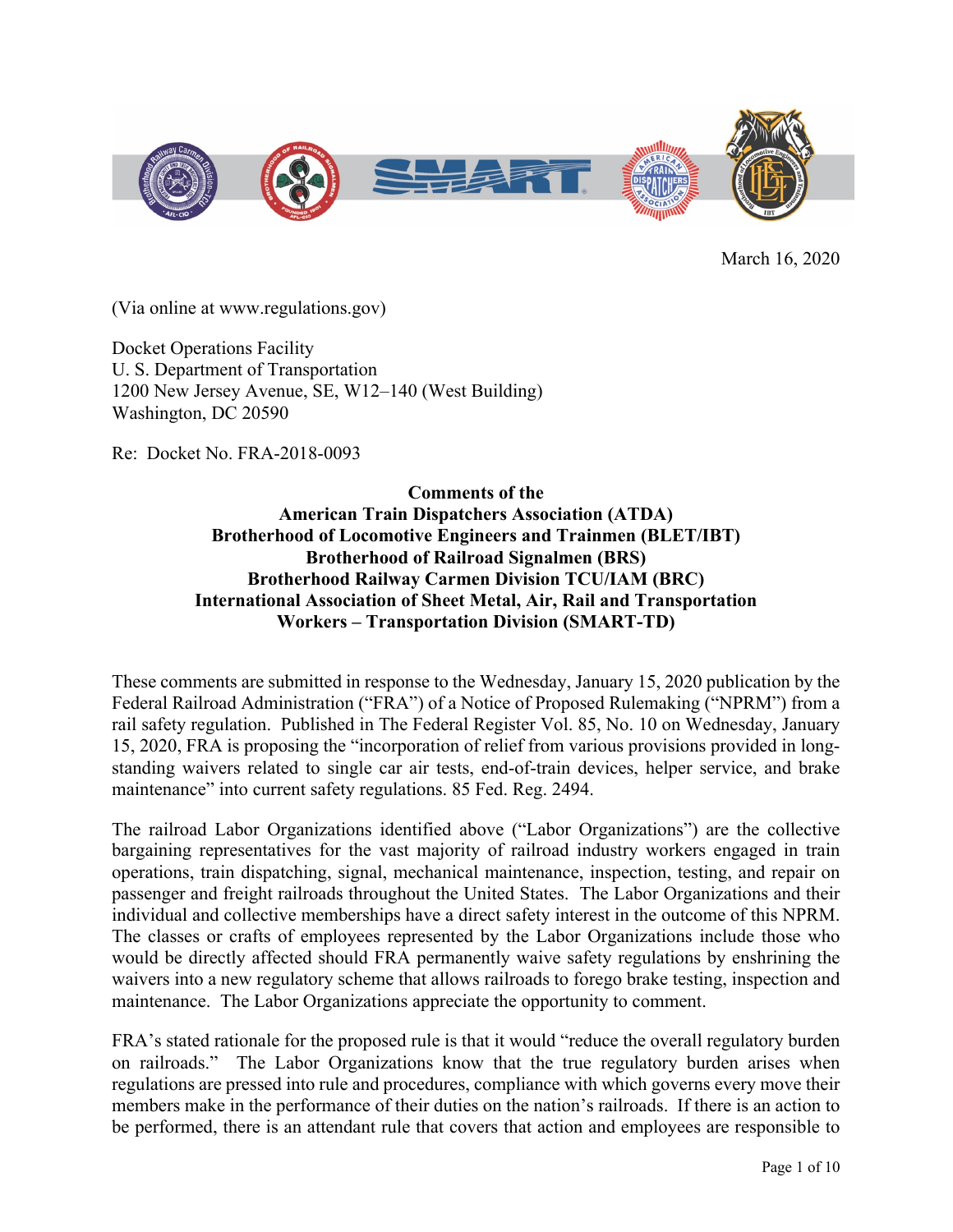March 16, 2020

(Via online at www.regulations.gov)

Docket Operations Facility
U. S. Department of Transportation
1200 New Jersey Avenue, SE, W12–140 (West Building)
Washington, DC 20590

Re: Docket No. FRA-2018-0093

**Comments of the**
**American Train Dispatchers Association (ATDA)**
**Brotherhood of Locomotive Engineers and Trainmen (BLET/IBT)**
**Brotherhood of Railroad Signalmen (BRS)**
**Brotherhood Railway Carmen Division TCU/IAM (BRC)**
**International Association of Sheet Metal, Air, Rail and Transportation Workers – Transportation Division (SMART-TD)**

These comments are submitted in response to the Wednesday, January 15, 2020 publication by the Federal Railroad Administration ("FRA") of a Notice of Proposed Rulemaking ("NPRM") from a rail safety regulation. Published in The Federal Register Vol. 85, No. 10 on Wednesday, January 15, 2020, FRA is proposing the "incorporation of relief from various provisions provided in long-standing waivers related to single car air tests, end-of-train devices, helper service, and brake maintenance" into current safety regulations. 85 Fed. Reg. 2494.

The railroad Labor Organizations identified above ("Labor Organizations") are the collective bargaining representatives for the vast majority of railroad industry workers engaged in train operations, train dispatching, signal, mechanical maintenance, inspection, testing, and repair on passenger and freight railroads throughout the United States. The Labor Organizations and their individual and collective memberships have a direct safety interest in the outcome of this NPRM. The classes or crafts of employees represented by the Labor Organizations include those who would be directly affected should FRA permanently waive safety regulations by enshrining the waivers into a new regulatory scheme that allows railroads to forego brake testing, inspection and maintenance. The Labor Organizations appreciate the opportunity to comment.

FRA's stated rationale for the proposed rule is that it would "reduce the overall regulatory burden on railroads." The Labor Organizations know that the true regulatory burden arises when regulations are pressed into rule and procedures, compliance with which governs every move their members make in the performance of their duties on the nation's railroads. If there is an action to be performed, there is an attendant rule that covers that action and employees are responsible to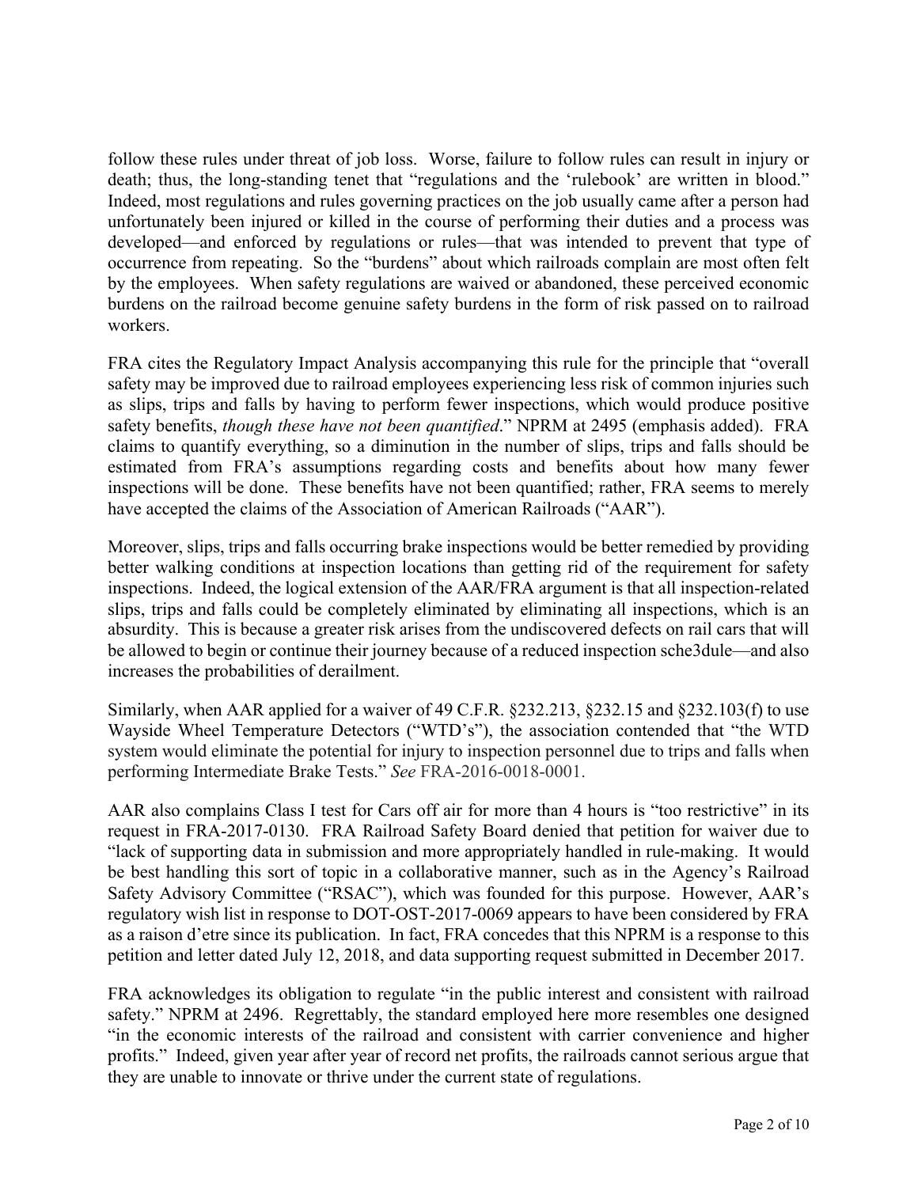follow these rules under threat of job loss. Worse, failure to follow rules can result in injury or death; thus, the long-standing tenet that "regulations and the 'rulebook' are written in blood." Indeed, most regulations and rules governing practices on the job usually came after a person had unfortunately been injured or killed in the course of performing their duties and a process was developed—and enforced by regulations or rules—that was intended to prevent that type of occurrence from repeating. So the "burdens" about which railroads complain are most often felt by the employees. When safety regulations are waived or abandoned, these perceived economic burdens on the railroad become genuine safety burdens in the form of risk passed on to railroad workers.

FRA cites the Regulatory Impact Analysis accompanying this rule for the principle that "overall safety may be improved due to railroad employees experiencing less risk of common injuries such as slips, trips and falls by having to perform fewer inspections, which would produce positive safety benefits, *though these have not been quantified*." NPRM at 2495 (emphasis added). FRA claims to quantify everything, so a diminution in the number of slips, trips and falls should be estimated from FRA's assumptions regarding costs and benefits about how many fewer inspections will be done. These benefits have not been quantified; rather, FRA seems to merely have accepted the claims of the Association of American Railroads ("AAR").

Moreover, slips, trips and falls occurring brake inspections would be better remedied by providing better walking conditions at inspection locations than getting rid of the requirement for safety inspections. Indeed, the logical extension of the AAR/FRA argument is that all inspection-related slips, trips and falls could be completely eliminated by eliminating all inspections, which is an absurdity. This is because a greater risk arises from the undiscovered defects on rail cars that will be allowed to begin or continue their journey because of a reduced inspection sche3dule—and also increases the probabilities of derailment.

Similarly, when AAR applied for a waiver of 49 C.F.R. §232.213, §232.15 and §232.103(f) to use Wayside Wheel Temperature Detectors ("WTD's"), the association contended that "the WTD system would eliminate the potential for injury to inspection personnel due to trips and falls when performing Intermediate Brake Tests." *See* FRA-2016-0018-0001.

AAR also complains Class I test for Cars off air for more than 4 hours is "too restrictive" in its request in FRA-2017-0130. FRA Railroad Safety Board denied that petition for waiver due to "lack of supporting data in submission and more appropriately handled in rule-making. It would be best handling this sort of topic in a collaborative manner, such as in the Agency's Railroad Safety Advisory Committee ("RSAC"), which was founded for this purpose. However, AAR's regulatory wish list in response to DOT-OST-2017-0069 appears to have been considered by FRA as a raison d'etre since its publication. In fact, FRA concedes that this NPRM is a response to this petition and letter dated July 12, 2018, and data supporting request submitted in December 2017.

FRA acknowledges its obligation to regulate "in the public interest and consistent with railroad safety." NPRM at 2496. Regrettably, the standard employed here more resembles one designed "in the economic interests of the railroad and consistent with carrier convenience and higher profits." Indeed, given year after year of record net profits, the railroads cannot serious argue that they are unable to innovate or thrive under the current state of regulations.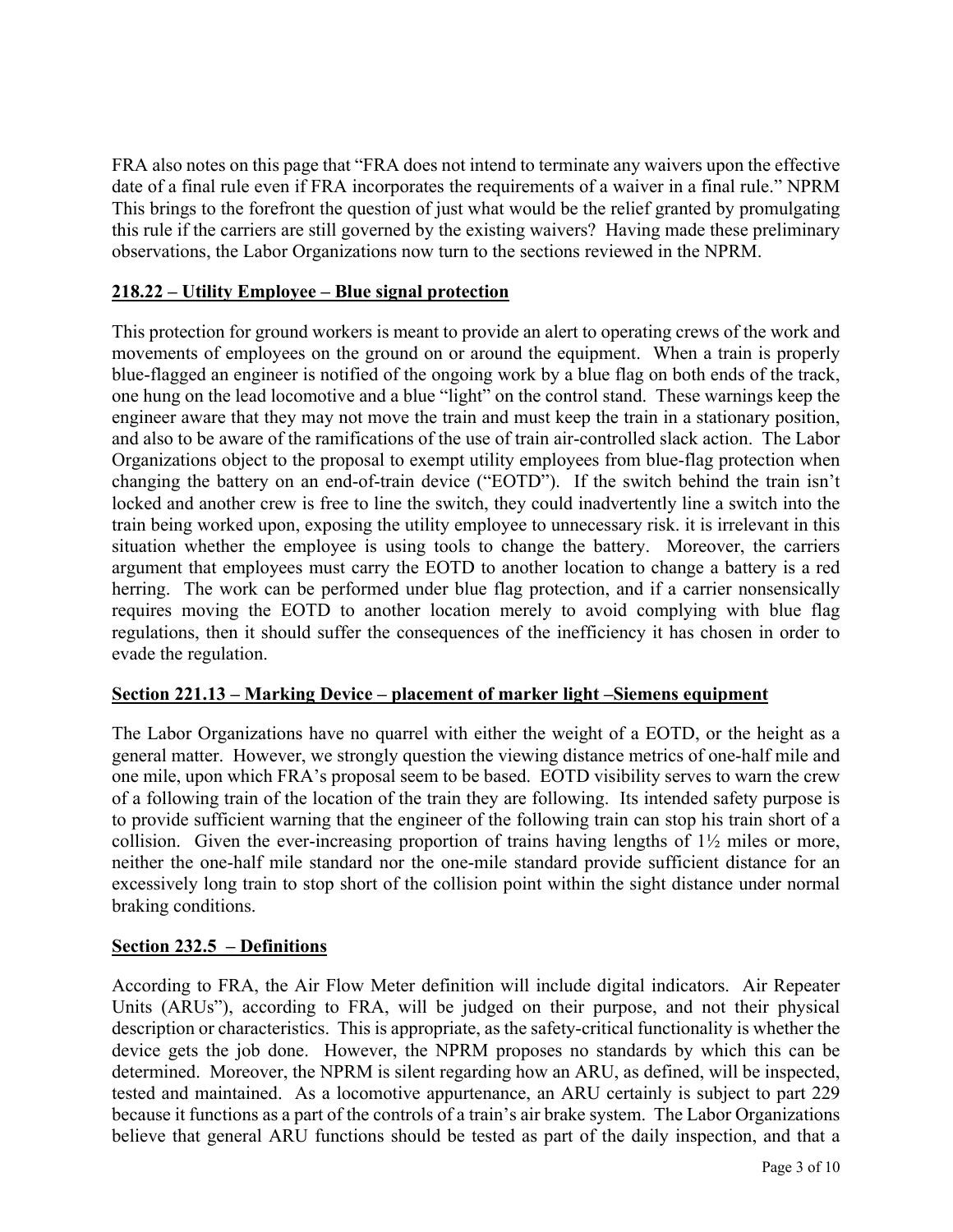FRA also notes on this page that "FRA does not intend to terminate any waivers upon the effective date of a final rule even if FRA incorporates the requirements of a waiver in a final rule." NPRM This brings to the forefront the question of just what would be the relief granted by promulgating this rule if the carriers are still governed by the existing waivers? Having made these preliminary observations, the Labor Organizations now turn to the sections reviewed in the NPRM.

**218.22 – Utility Employee – Blue signal protection**

This protection for ground workers is meant to provide an alert to operating crews of the work and movements of employees on the ground on or around the equipment. When a train is properly blue-flagged an engineer is notified of the ongoing work by a blue flag on both ends of the track, one hung on the lead locomotive and a blue "light" on the control stand. These warnings keep the engineer aware that they may not move the train and must keep the train in a stationary position, and also to be aware of the ramifications of the use of train air-controlled slack action. The Labor Organizations object to the proposal to exempt utility employees from blue-flag protection when changing the battery on an end-of-train device ("EOTD"). If the switch behind the train isn't locked and another crew is free to line the switch, they could inadvertently line a switch into the train being worked upon, exposing the utility employee to unnecessary risk. it is irrelevant in this situation whether the employee is using tools to change the battery. Moreover, the carriers argument that employees must carry the EOTD to another location to change a battery is a red herring. The work can be performed under blue flag protection, and if a carrier nonsensically requires moving the EOTD to another location merely to avoid complying with blue flag regulations, then it should suffer the consequences of the inefficiency it has chosen in order to evade the regulation.

**Section 221.13 – Marking Device – placement of marker light –Siemens equipment**

The Labor Organizations have no quarrel with either the weight of a EOTD, or the height as a general matter. However, we strongly question the viewing distance metrics of one-half mile and one mile, upon which FRA's proposal seem to be based. EOTD visibility serves to warn the crew of a following train of the location of the train they are following. Its intended safety purpose is to provide sufficient warning that the engineer of the following train can stop his train short of a collision. Given the ever-increasing proportion of trains having lengths of 1½ miles or more, neither the one-half mile standard nor the one-mile standard provide sufficient distance for an excessively long train to stop short of the collision point within the sight distance under normal braking conditions.

**Section 232.5 – Definitions**

According to FRA, the Air Flow Meter definition will include digital indicators. Air Repeater Units (ARUs"), according to FRA, will be judged on their purpose, and not their physical description or characteristics. This is appropriate, as the safety-critical functionality is whether the device gets the job done. However, the NPRM proposes no standards by which this can be determined. Moreover, the NPRM is silent regarding how an ARU, as defined, will be inspected, tested and maintained. As a locomotive appurtenance, an ARU certainly is subject to part 229 because it functions as a part of the controls of a train's air brake system. The Labor Organizations believe that general ARU functions should be tested as part of the daily inspection, and that a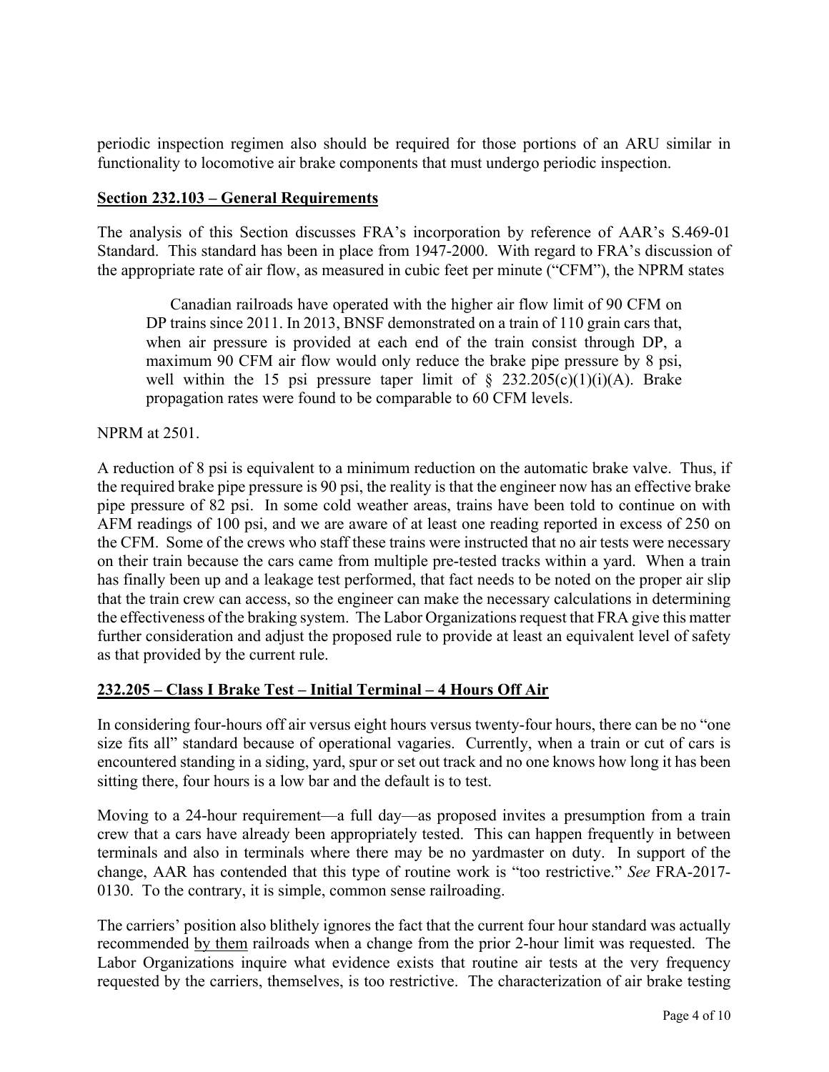periodic inspection regimen also should be required for those portions of an ARU similar in functionality to locomotive air brake components that must undergo periodic inspection.

**Section 232.103 – General Requirements**

The analysis of this Section discusses FRA's incorporation by reference of AAR's S.469-01 Standard. This standard has been in place from 1947-2000. With regard to FRA's discussion of the appropriate rate of air flow, as measured in cubic feet per minute ("CFM"), the NPRM states

> Canadian railroads have operated with the higher air flow limit of 90 CFM on DP trains since 2011. In 2013, BNSF demonstrated on a train of 110 grain cars that, when air pressure is provided at each end of the train consist through DP, a maximum 90 CFM air flow would only reduce the brake pipe pressure by 8 psi, well within the 15 psi pressure taper limit of § 232.205(c)(1)(i)(A). Brake propagation rates were found to be comparable to 60 CFM levels.

NPRM at 2501.

A reduction of 8 psi is equivalent to a minimum reduction on the automatic brake valve. Thus, if the required brake pipe pressure is 90 psi, the reality is that the engineer now has an effective brake pipe pressure of 82 psi. In some cold weather areas, trains have been told to continue on with AFM readings of 100 psi, and we are aware of at least one reading reported in excess of 250 on the CFM. Some of the crews who staff these trains were instructed that no air tests were necessary on their train because the cars came from multiple pre-tested tracks within a yard. When a train has finally been up and a leakage test performed, that fact needs to be noted on the proper air slip that the train crew can access, so the engineer can make the necessary calculations in determining the effectiveness of the braking system. The Labor Organizations request that FRA give this matter further consideration and adjust the proposed rule to provide at least an equivalent level of safety as that provided by the current rule.

**232.205 – Class I Brake Test – Initial Terminal – 4 Hours Off Air**

In considering four-hours off air versus eight hours versus twenty-four hours, there can be no "one size fits all" standard because of operational vagaries. Currently, when a train or cut of cars is encountered standing in a siding, yard, spur or set out track and no one knows how long it has been sitting there, four hours is a low bar and the default is to test.

Moving to a 24-hour requirement—a full day—as proposed invites a presumption from a train crew that a cars have already been appropriately tested. This can happen frequently in between terminals and also in terminals where there may be no yardmaster on duty. In support of the change, AAR has contended that this type of routine work is "too restrictive." *See* FRA-2017-0130. To the contrary, it is simple, common sense railroading.

The carriers' position also blithely ignores the fact that the current four hour standard was actually recommended <u>by them</u> railroads when a change from the prior 2-hour limit was requested. The Labor Organizations inquire what evidence exists that routine air tests at the very frequency requested by the carriers, themselves, is too restrictive. The characterization of air brake testing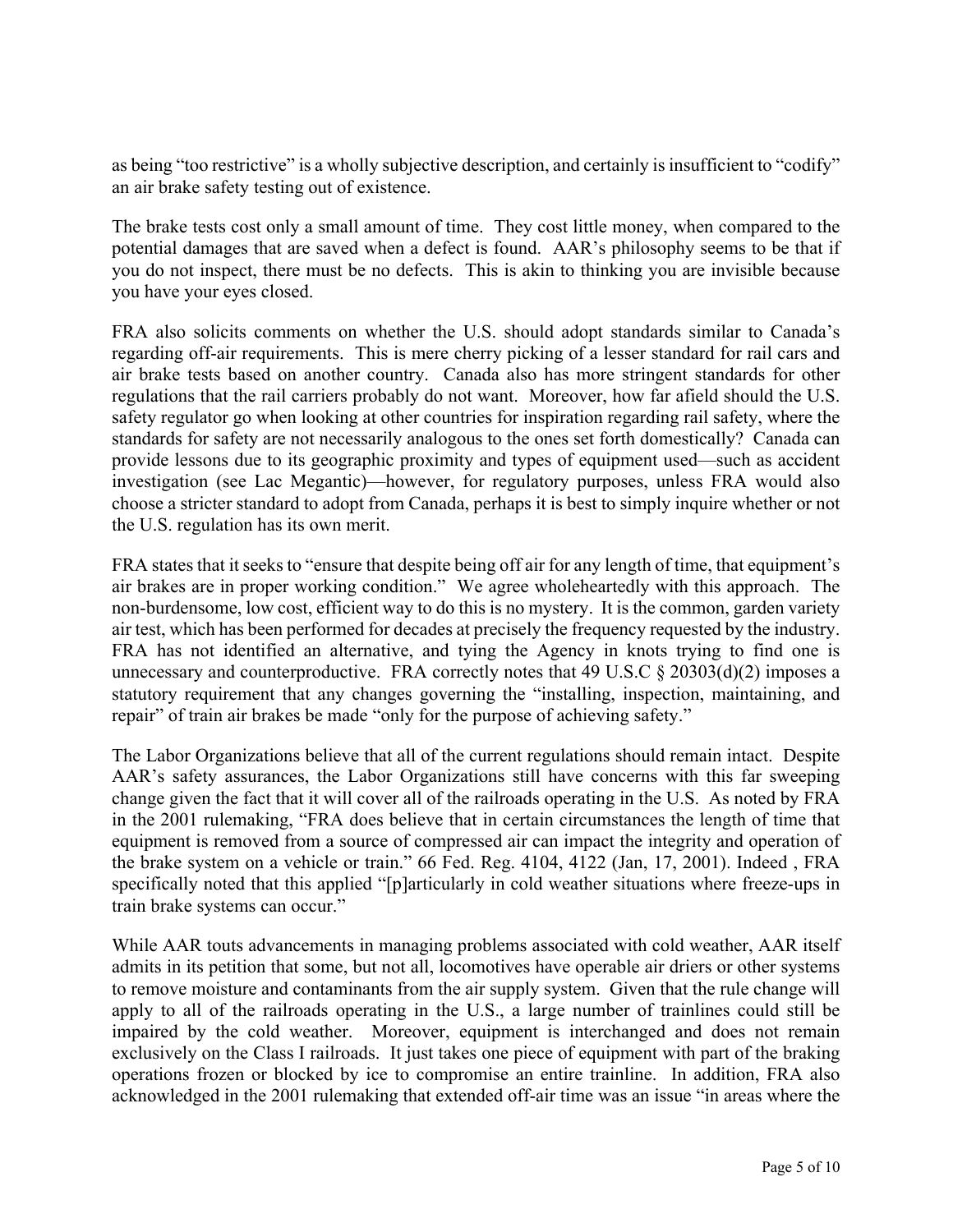as being "too restrictive" is a wholly subjective description, and certainly is insufficient to "codify" an air brake safety testing out of existence.

The brake tests cost only a small amount of time. They cost little money, when compared to the potential damages that are saved when a defect is found. AAR's philosophy seems to be that if you do not inspect, there must be no defects. This is akin to thinking you are invisible because you have your eyes closed.

FRA also solicits comments on whether the U.S. should adopt standards similar to Canada's regarding off-air requirements. This is mere cherry picking of a lesser standard for rail cars and air brake tests based on another country. Canada also has more stringent standards for other regulations that the rail carriers probably do not want. Moreover, how far afield should the U.S. safety regulator go when looking at other countries for inspiration regarding rail safety, where the standards for safety are not necessarily analogous to the ones set forth domestically? Canada can provide lessons due to its geographic proximity and types of equipment used—such as accident investigation (see Lac Megantic)—however, for regulatory purposes, unless FRA would also choose a stricter standard to adopt from Canada, perhaps it is best to simply inquire whether or not the U.S. regulation has its own merit.

FRA states that it seeks to "ensure that despite being off air for any length of time, that equipment's air brakes are in proper working condition." We agree wholeheartedly with this approach. The non-burdensome, low cost, efficient way to do this is no mystery. It is the common, garden variety air test, which has been performed for decades at precisely the frequency requested by the industry. FRA has not identified an alternative, and tying the Agency in knots trying to find one is unnecessary and counterproductive. FRA correctly notes that 49 U.S.C § 20303(d)(2) imposes a statutory requirement that any changes governing the "installing, inspection, maintaining, and repair" of train air brakes be made "only for the purpose of achieving safety."

The Labor Organizations believe that all of the current regulations should remain intact. Despite AAR's safety assurances, the Labor Organizations still have concerns with this far sweeping change given the fact that it will cover all of the railroads operating in the U.S. As noted by FRA in the 2001 rulemaking, "FRA does believe that in certain circumstances the length of time that equipment is removed from a source of compressed air can impact the integrity and operation of the brake system on a vehicle or train." 66 Fed. Reg. 4104, 4122 (Jan, 17, 2001). Indeed , FRA specifically noted that this applied "[p]articularly in cold weather situations where freeze-ups in train brake systems can occur."

While AAR touts advancements in managing problems associated with cold weather, AAR itself admits in its petition that some, but not all, locomotives have operable air driers or other systems to remove moisture and contaminants from the air supply system. Given that the rule change will apply to all of the railroads operating in the U.S., a large number of trainlines could still be impaired by the cold weather. Moreover, equipment is interchanged and does not remain exclusively on the Class I railroads. It just takes one piece of equipment with part of the braking operations frozen or blocked by ice to compromise an entire trainline. In addition, FRA also acknowledged in the 2001 rulemaking that extended off-air time was an issue "in areas where the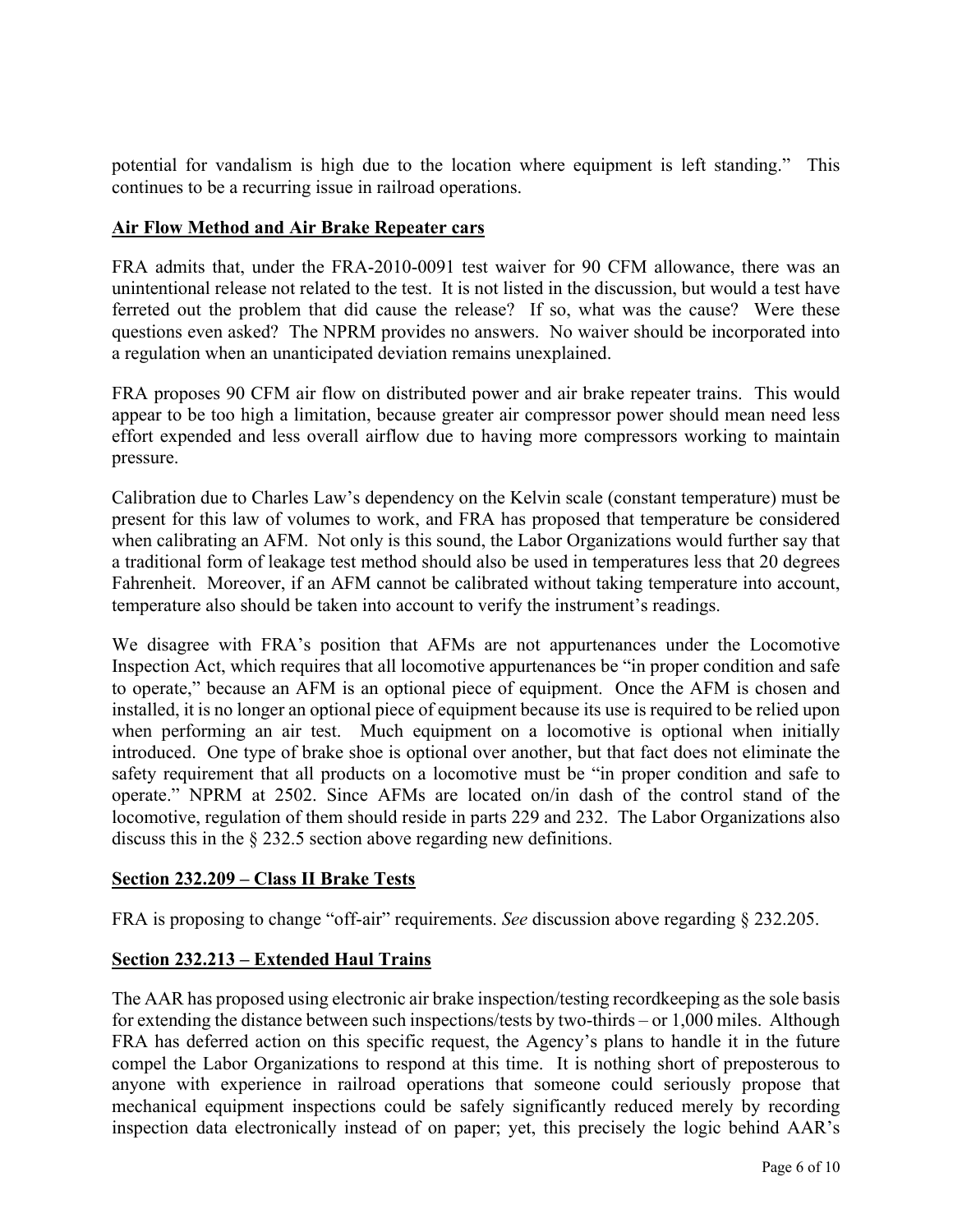potential for vandalism is high due to the location where equipment is left standing." This continues to be a recurring issue in railroad operations.

**Air Flow Method and Air Brake Repeater cars**

FRA admits that, under the FRA-2010-0091 test waiver for 90 CFM allowance, there was an unintentional release not related to the test. It is not listed in the discussion, but would a test have ferreted out the problem that did cause the release? If so, what was the cause? Were these questions even asked? The NPRM provides no answers. No waiver should be incorporated into a regulation when an unanticipated deviation remains unexplained.

FRA proposes 90 CFM air flow on distributed power and air brake repeater trains. This would appear to be too high a limitation, because greater air compressor power should mean need less effort expended and less overall airflow due to having more compressors working to maintain pressure.

Calibration due to Charles Law's dependency on the Kelvin scale (constant temperature) must be present for this law of volumes to work, and FRA has proposed that temperature be considered when calibrating an AFM. Not only is this sound, the Labor Organizations would further say that a traditional form of leakage test method should also be used in temperatures less that 20 degrees Fahrenheit. Moreover, if an AFM cannot be calibrated without taking temperature into account, temperature also should be taken into account to verify the instrument's readings.

We disagree with FRA's position that AFMs are not appurtenances under the Locomotive Inspection Act, which requires that all locomotive appurtenances be "in proper condition and safe to operate," because an AFM is an optional piece of equipment. Once the AFM is chosen and installed, it is no longer an optional piece of equipment because its use is required to be relied upon when performing an air test. Much equipment on a locomotive is optional when initially introduced. One type of brake shoe is optional over another, but that fact does not eliminate the safety requirement that all products on a locomotive must be "in proper condition and safe to operate." NPRM at 2502. Since AFMs are located on/in dash of the control stand of the locomotive, regulation of them should reside in parts 229 and 232. The Labor Organizations also discuss this in the § 232.5 section above regarding new definitions.

**Section 232.209 – Class II Brake Tests**

FRA is proposing to change "off-air" requirements. *See* discussion above regarding § 232.205.

**Section 232.213 – Extended Haul Trains**

The AAR has proposed using electronic air brake inspection/testing recordkeeping as the sole basis for extending the distance between such inspections/tests by two-thirds – or 1,000 miles. Although FRA has deferred action on this specific request, the Agency's plans to handle it in the future compel the Labor Organizations to respond at this time. It is nothing short of preposterous to anyone with experience in railroad operations that someone could seriously propose that mechanical equipment inspections could be safely significantly reduced merely by recording inspection data electronically instead of on paper; yet, this precisely the logic behind AAR's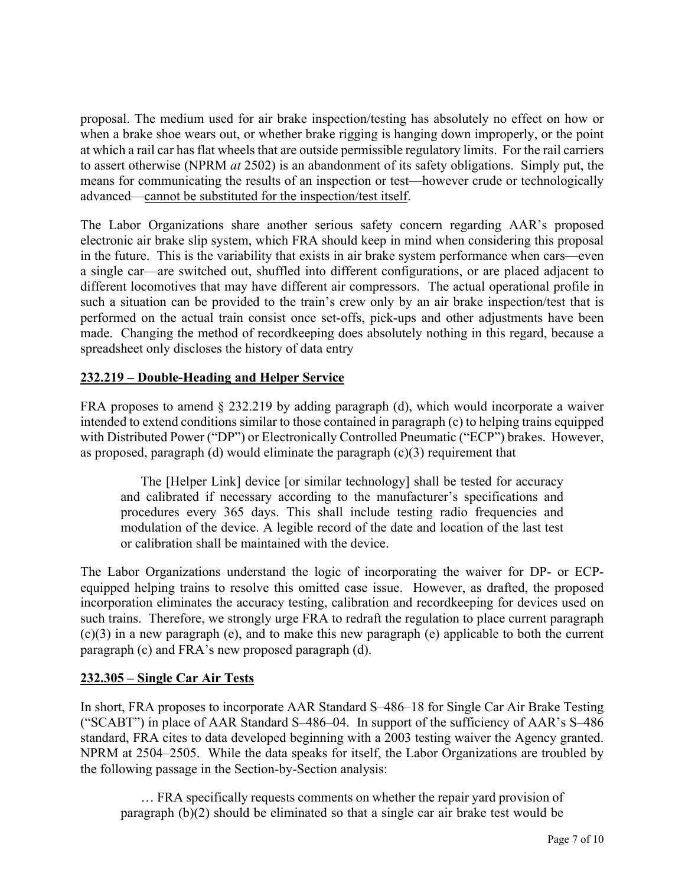proposal. The medium used for air brake inspection/testing has absolutely no effect on how or when a brake shoe wears out, or whether brake rigging is hanging down improperly, or the point at which a rail car has flat wheels that are outside permissible regulatory limits. For the rail carriers to assert otherwise (NPRM *at* 2502) is an abandonment of its safety obligations. Simply put, the means for communicating the results of an inspection or test—however crude or technologically advanced—<u>cannot be substituted for the inspection/test itself</u>.

The Labor Organizations share another serious safety concern regarding AAR's proposed electronic air brake slip system, which FRA should keep in mind when considering this proposal in the future. This is the variability that exists in air brake system performance when cars—even a single car—are switched out, shuffled into different configurations, or are placed adjacent to different locomotives that may have different air compressors. The actual operational profile in such a situation can be provided to the train's crew only by an air brake inspection/test that is performed on the actual train consist once set-offs, pick-ups and other adjustments have been made. Changing the method of recordkeeping does absolutely nothing in this regard, because a spreadsheet only discloses the history of data entry

## 232.219 – Double-Heading and Helper Service

FRA proposes to amend § 232.219 by adding paragraph (d), which would incorporate a waiver intended to extend conditions similar to those contained in paragraph (c) to helping trains equipped with Distributed Power ("DP") or Electronically Controlled Pneumatic ("ECP") brakes. However, as proposed, paragraph (d) would eliminate the paragraph (c)(3) requirement that

> The [Helper Link] device [or similar technology] shall be tested for accuracy and calibrated if necessary according to the manufacturer's specifications and procedures every 365 days. This shall include testing radio frequencies and modulation of the device. A legible record of the date and location of the last test or calibration shall be maintained with the device.

The Labor Organizations understand the logic of incorporating the waiver for DP- or ECP-equipped helping trains to resolve this omitted case issue. However, as drafted, the proposed incorporation eliminates the accuracy testing, calibration and recordkeeping for devices used on such trains. Therefore, we strongly urge FRA to redraft the regulation to place current paragraph (c)(3) in a new paragraph (e), and to make this new paragraph (e) applicable to both the current paragraph (c) and FRA's new proposed paragraph (d).

## 232.305 – Single Car Air Tests

In short, FRA proposes to incorporate AAR Standard S–486–18 for Single Car Air Brake Testing ("SCABT") in place of AAR Standard S–486–04. In support of the sufficiency of AAR's S–486 standard, FRA cites to data developed beginning with a 2003 testing waiver the Agency granted. NPRM at 2504–2505. While the data speaks for itself, the Labor Organizations are troubled by the following passage in the Section-by-Section analysis:

> … FRA specifically requests comments on whether the repair yard provision of paragraph (b)(2) should be eliminated so that a single car air brake test would be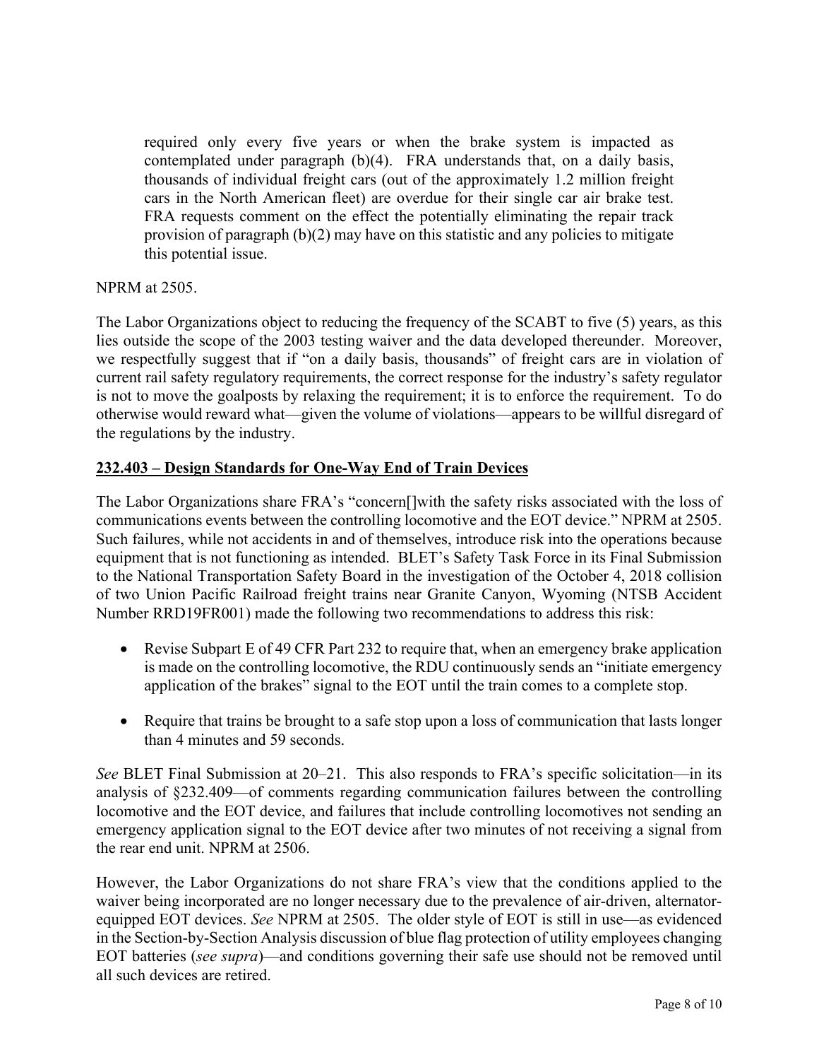> required only every five years or when the brake system is impacted as contemplated under paragraph (b)(4). FRA understands that, on a daily basis, thousands of individual freight cars (out of the approximately 1.2 million freight cars in the North American fleet) are overdue for their single car air brake test. FRA requests comment on the effect the potentially eliminating the repair track provision of paragraph (b)(2) may have on this statistic and any policies to mitigate this potential issue.

NPRM at 2505.

The Labor Organizations object to reducing the frequency of the SCABT to five (5) years, as this lies outside the scope of the 2003 testing waiver and the data developed thereunder. Moreover, we respectfully suggest that if "on a daily basis, thousands" of freight cars are in violation of current rail safety regulatory requirements, the correct response for the industry's safety regulator is not to move the goalposts by relaxing the requirement; it is to enforce the requirement. To do otherwise would reward what—given the volume of violations—appears to be willful disregard of the regulations by the industry.

**232.403 – Design Standards for One-Way End of Train Devices**

The Labor Organizations share FRA's "concern[]with the safety risks associated with the loss of communications events between the controlling locomotive and the EOT device." NPRM at 2505. Such failures, while not accidents in and of themselves, introduce risk into the operations because equipment that is not functioning as intended. BLET's Safety Task Force in its Final Submission to the National Transportation Safety Board in the investigation of the October 4, 2018 collision of two Union Pacific Railroad freight trains near Granite Canyon, Wyoming (NTSB Accident Number RRD19FR001) made the following two recommendations to address this risk:

- Revise Subpart E of 49 CFR Part 232 to require that, when an emergency brake application is made on the controlling locomotive, the RDU continuously sends an "initiate emergency application of the brakes" signal to the EOT until the train comes to a complete stop.
- Require that trains be brought to a safe stop upon a loss of communication that lasts longer than 4 minutes and 59 seconds.

*See* BLET Final Submission at 20–21. This also responds to FRA's specific solicitation—in its analysis of §232.409—of comments regarding communication failures between the controlling locomotive and the EOT device, and failures that include controlling locomotives not sending an emergency application signal to the EOT device after two minutes of not receiving a signal from the rear end unit. NPRM at 2506.

However, the Labor Organizations do not share FRA's view that the conditions applied to the waiver being incorporated are no longer necessary due to the prevalence of air-driven, alternator-equipped EOT devices. *See* NPRM at 2505. The older style of EOT is still in use—as evidenced in the Section-by-Section Analysis discussion of blue flag protection of utility employees changing EOT batteries (*see supra*)—and conditions governing their safe use should not be removed until all such devices are retired.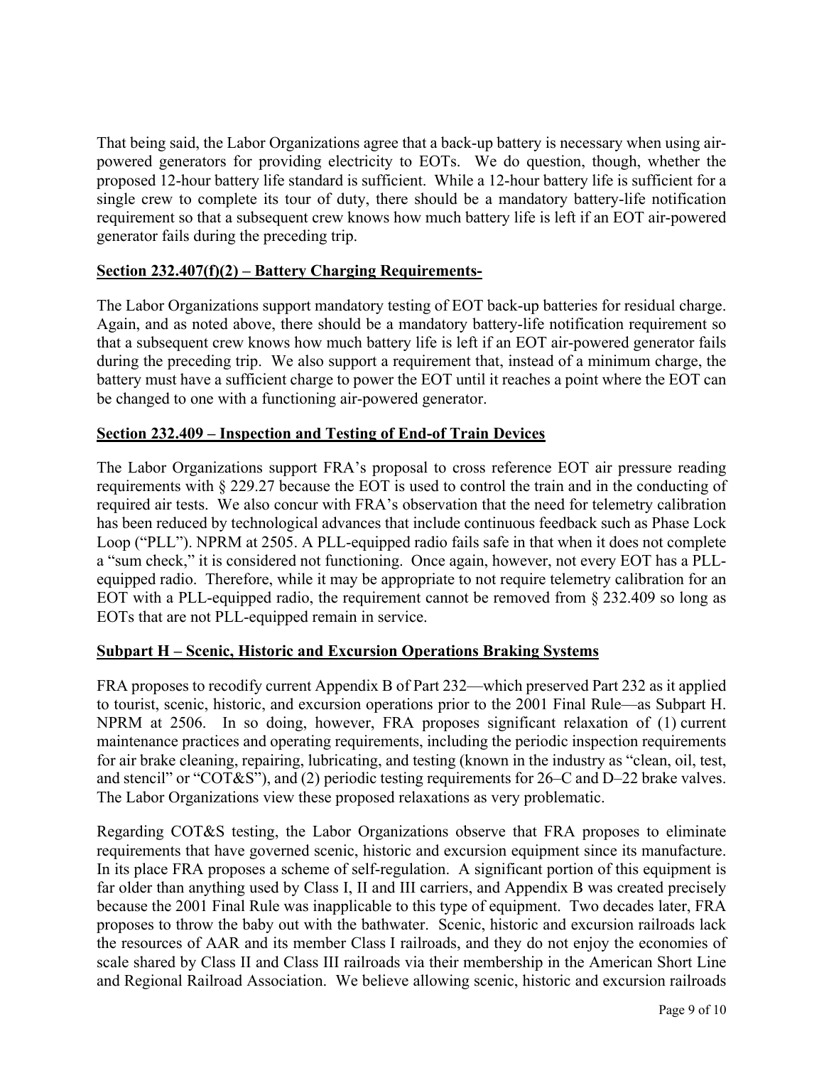That being said, the Labor Organizations agree that a back-up battery is necessary when using air-powered generators for providing electricity to EOTs. We do question, though, whether the proposed 12-hour battery life standard is sufficient. While a 12-hour battery life is sufficient for a single crew to complete its tour of duty, there should be a mandatory battery-life notification requirement so that a subsequent crew knows how much battery life is left if an EOT air-powered generator fails during the preceding trip.

**Section 232.407(f)(2) – Battery Charging Requirements-**

The Labor Organizations support mandatory testing of EOT back-up batteries for residual charge. Again, and as noted above, there should be a mandatory battery-life notification requirement so that a subsequent crew knows how much battery life is left if an EOT air-powered generator fails during the preceding trip. We also support a requirement that, instead of a minimum charge, the battery must have a sufficient charge to power the EOT until it reaches a point where the EOT can be changed to one with a functioning air-powered generator.

**Section 232.409 – Inspection and Testing of End-of Train Devices**

The Labor Organizations support FRA's proposal to cross reference EOT air pressure reading requirements with § 229.27 because the EOT is used to control the train and in the conducting of required air tests. We also concur with FRA's observation that the need for telemetry calibration has been reduced by technological advances that include continuous feedback such as Phase Lock Loop ("PLL"). NPRM at 2505. A PLL-equipped radio fails safe in that when it does not complete a "sum check," it is considered not functioning. Once again, however, not every EOT has a PLL-equipped radio. Therefore, while it may be appropriate to not require telemetry calibration for an EOT with a PLL-equipped radio, the requirement cannot be removed from § 232.409 so long as EOTs that are not PLL-equipped remain in service.

**Subpart H – Scenic, Historic and Excursion Operations Braking Systems**

FRA proposes to recodify current Appendix B of Part 232—which preserved Part 232 as it applied to tourist, scenic, historic, and excursion operations prior to the 2001 Final Rule—as Subpart H. NPRM at 2506. In so doing, however, FRA proposes significant relaxation of (1) current maintenance practices and operating requirements, including the periodic inspection requirements for air brake cleaning, repairing, lubricating, and testing (known in the industry as "clean, oil, test, and stencil" or "COT&S"), and (2) periodic testing requirements for 26–C and D–22 brake valves. The Labor Organizations view these proposed relaxations as very problematic.

Regarding COT&S testing, the Labor Organizations observe that FRA proposes to eliminate requirements that have governed scenic, historic and excursion equipment since its manufacture. In its place FRA proposes a scheme of self-regulation. A significant portion of this equipment is far older than anything used by Class I, II and III carriers, and Appendix B was created precisely because the 2001 Final Rule was inapplicable to this type of equipment. Two decades later, FRA proposes to throw the baby out with the bathwater. Scenic, historic and excursion railroads lack the resources of AAR and its member Class I railroads, and they do not enjoy the economies of scale shared by Class II and Class III railroads via their membership in the American Short Line and Regional Railroad Association. We believe allowing scenic, historic and excursion railroads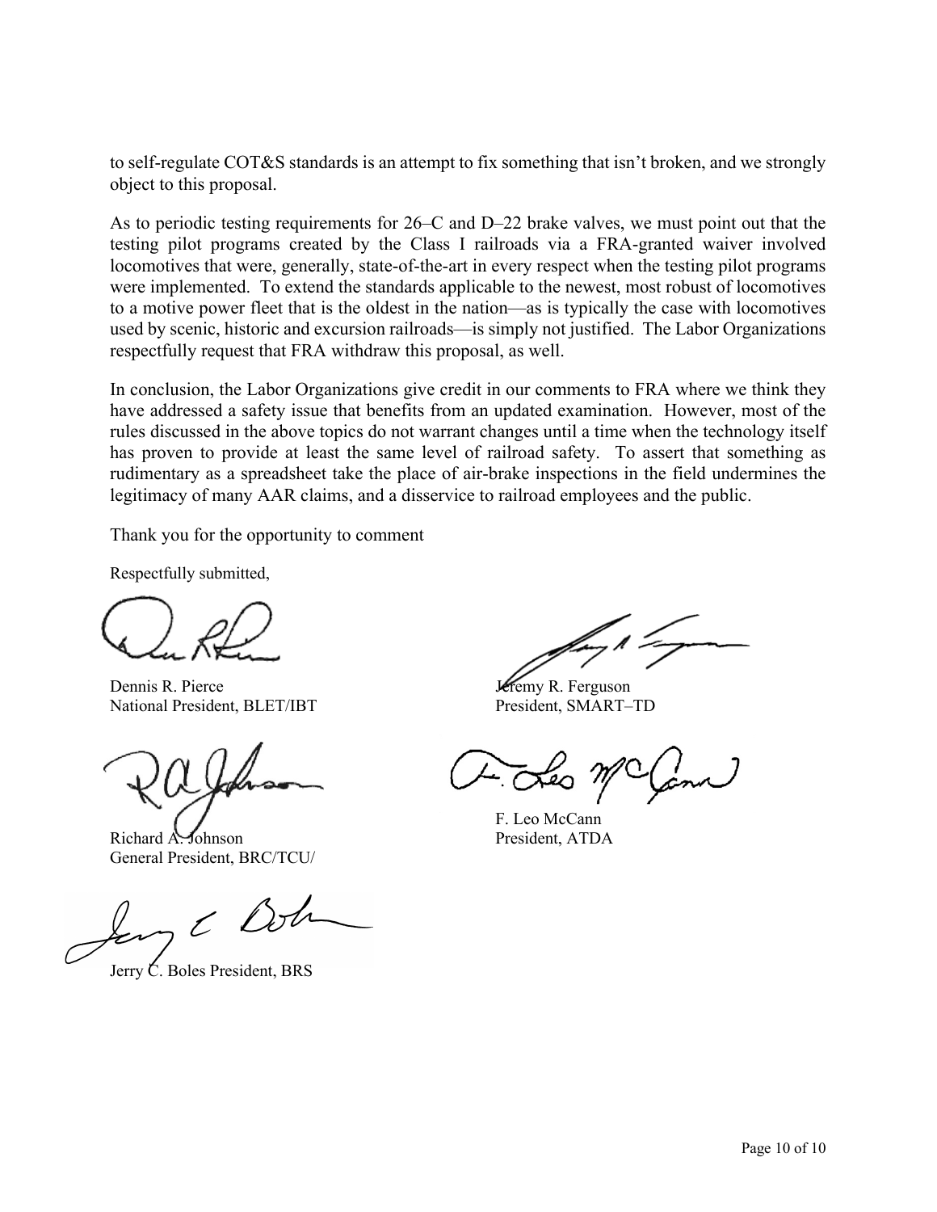to self-regulate COT&S standards is an attempt to fix something that isn't broken, and we strongly object to this proposal.

As to periodic testing requirements for 26–C and D–22 brake valves, we must point out that the testing pilot programs created by the Class I railroads via a FRA-granted waiver involved locomotives that were, generally, state-of-the-art in every respect when the testing pilot programs were implemented. To extend the standards applicable to the newest, most robust of locomotives to a motive power fleet that is the oldest in the nation—as is typically the case with locomotives used by scenic, historic and excursion railroads—is simply not justified. The Labor Organizations respectfully request that FRA withdraw this proposal, as well.

In conclusion, the Labor Organizations give credit in our comments to FRA where we think they have addressed a safety issue that benefits from an updated examination. However, most of the rules discussed in the above topics do not warrant changes until a time when the technology itself has proven to provide at least the same level of railroad safety. To assert that something as rudimentary as a spreadsheet take the place of air-brake inspections in the field undermines the legitimacy of many AAR claims, and a disservice to railroad employees and the public.

Thank you for the opportunity to comment

Respectfully submitted,

Dennis R. Pierce
National President, BLET/IBT

Jeremy R. Ferguson
President, SMART–TD

Richard A. Johnson
General President, BRC/TCU/

F. Leo McCann
President, ATDA

Jerry C. Boles President, BRS